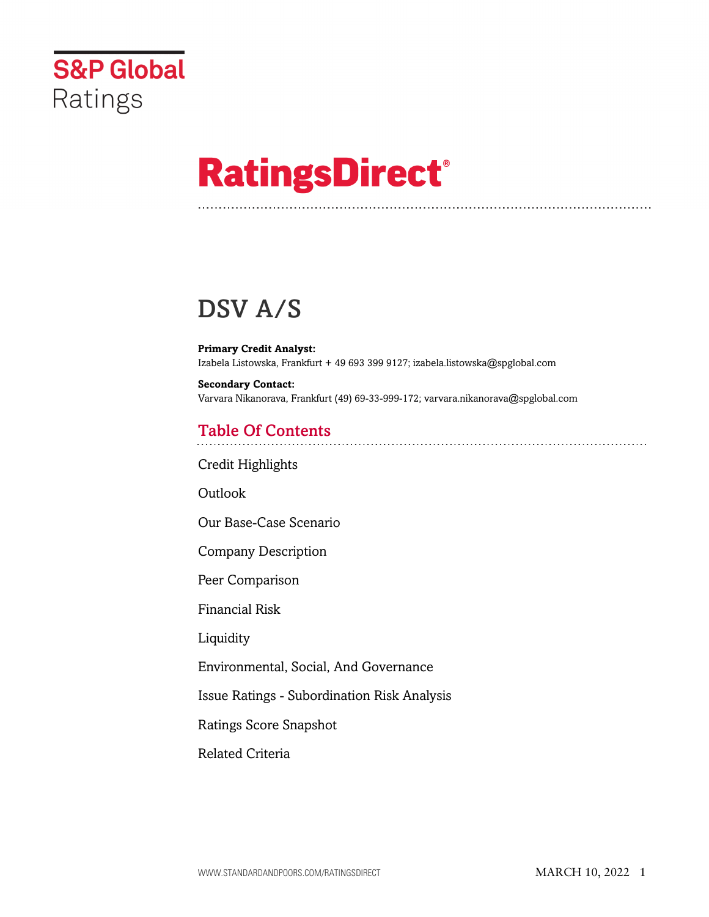S&P Global Ratings

# RatingsDirect®

# DSV A/S

**Primary Credit Analyst:**
Izabela Listowska, Frankfurt + 49 693 399 9127; izabela.listowska@spglobal.com

**Secondary Contact:**
Varvara Nikanorava, Frankfurt (49) 69-33-999-172; varvara.nikanorava@spglobal.com

## Table Of Contents

Credit Highlights

Outlook

Our Base-Case Scenario

Company Description

Peer Comparison

Financial Risk

Liquidity

Environmental, Social, And Governance

Issue Ratings - Subordination Risk Analysis

Ratings Score Snapshot

Related Criteria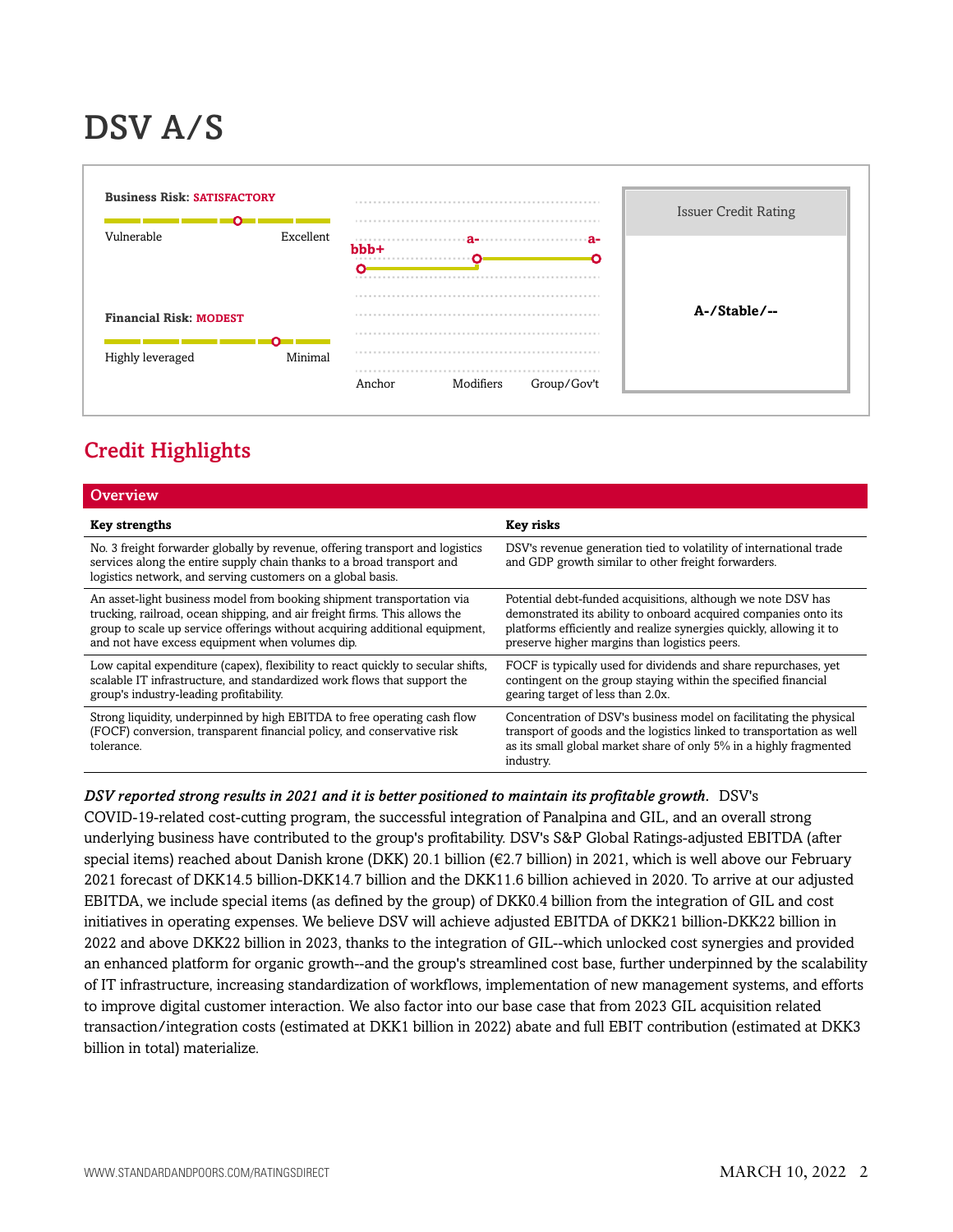# DSV A/S

**Business Risk: SATISFACTORY**

Vulnerable — Excellent

**Financial Risk: MODEST**

Highly leveraged — Minimal

| Anchor | Modifiers | Group/Gov't |
| --- | --- | --- |
| bbb+ | a- | a- |

| Issuer Credit Rating |
| --- |
| **A-/Stable/--** |

## Credit Highlights

| Overview | |
| --- | --- |
| **Key strengths** | **Key risks** |
| No. 3 freight forwarder globally by revenue, offering transport and logistics services along the entire supply chain thanks to a broad transport and logistics network, and serving customers on a global basis. | DSV's revenue generation tied to volatility of international trade and GDP growth similar to other freight forwarders. |
| An asset-light business model from booking shipment transportation via trucking, railroad, ocean shipping, and air freight firms. This allows the group to scale up service offerings without acquiring additional equipment, and not have excess equipment when volumes dip. | Potential debt-funded acquisitions, although we note DSV has demonstrated its ability to onboard acquired companies onto its platforms efficiently and realize synergies quickly, allowing it to preserve higher margins than logistics peers. |
| Low capital expenditure (capex), flexibility to react quickly to secular shifts, scalable IT infrastructure, and standardized work flows that support the group's industry-leading profitability. | FOCF is typically used for dividends and share repurchases, yet contingent on the group staying within the specified financial gearing target of less than 2.0x. |
| Strong liquidity, underpinned by high EBITDA to free operating cash flow (FOCF) conversion, transparent financial policy, and conservative risk tolerance. | Concentration of DSV's business model on facilitating the physical transport of goods and the logistics linked to transportation as well as its small global market share of only 5% in a highly fragmented industry. |

***DSV reported strong results in 2021 and it is better positioned to maintain its profitable growth.*** DSV's COVID-19-related cost-cutting program, the successful integration of Panalpina and GIL, and an overall strong underlying business have contributed to the group's profitability. DSV's S&P Global Ratings-adjusted EBITDA (after special items) reached about Danish krone (DKK) 20.1 billion (€2.7 billion) in 2021, which is well above our February 2021 forecast of DKK14.5 billion-DKK14.7 billion and the DKK11.6 billion achieved in 2020. To arrive at our adjusted EBITDA, we include special items (as defined by the group) of DKK0.4 billion from the integration of GIL and cost initiatives in operating expenses. We believe DSV will achieve adjusted EBITDA of DKK21 billion-DKK22 billion in 2022 and above DKK22 billion in 2023, thanks to the integration of GIL--which unlocked cost synergies and provided an enhanced platform for organic growth--and the group's streamlined cost base, further underpinned by the scalability of IT infrastructure, increasing standardization of workflows, implementation of new management systems, and efforts to improve digital customer interaction. We also factor into our base case that from 2023 GIL acquisition related transaction/integration costs (estimated at DKK1 billion in 2022) abate and full EBIT contribution (estimated at DKK3 billion in total) materialize.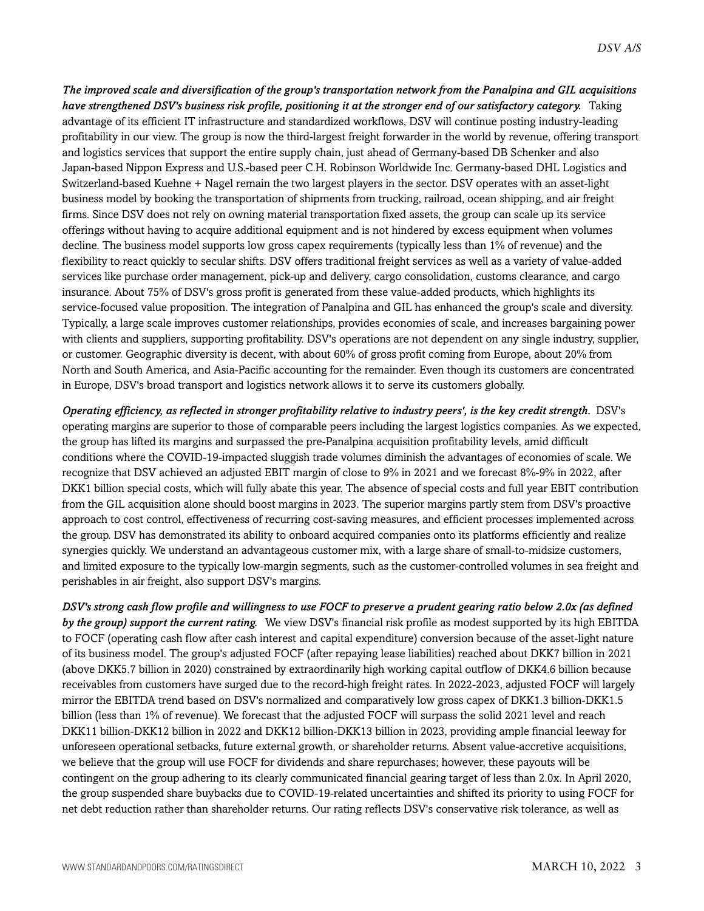***The improved scale and diversification of the group's transportation network from the Panalpina and GIL acquisitions have strengthened DSV's business risk profile, positioning it at the stronger end of our satisfactory category.*** Taking advantage of its efficient IT infrastructure and standardized workflows, DSV will continue posting industry-leading profitability in our view. The group is now the third-largest freight forwarder in the world by revenue, offering transport and logistics services that support the entire supply chain, just ahead of Germany-based DB Schenker and also Japan-based Nippon Express and U.S.-based peer C.H. Robinson Worldwide Inc. Germany-based DHL Logistics and Switzerland-based Kuehne + Nagel remain the two largest players in the sector. DSV operates with an asset-light business model by booking the transportation of shipments from trucking, railroad, ocean shipping, and air freight firms. Since DSV does not rely on owning material transportation fixed assets, the group can scale up its service offerings without having to acquire additional equipment and is not hindered by excess equipment when volumes decline. The business model supports low gross capex requirements (typically less than 1% of revenue) and the flexibility to react quickly to secular shifts. DSV offers traditional freight services as well as a variety of value-added services like purchase order management, pick-up and delivery, cargo consolidation, customs clearance, and cargo insurance. About 75% of DSV's gross profit is generated from these value-added products, which highlights its service-focused value proposition. The integration of Panalpina and GIL has enhanced the group's scale and diversity. Typically, a large scale improves customer relationships, provides economies of scale, and increases bargaining power with clients and suppliers, supporting profitability. DSV's operations are not dependent on any single industry, supplier, or customer. Geographic diversity is decent, with about 60% of gross profit coming from Europe, about 20% from North and South America, and Asia-Pacific accounting for the remainder. Even though its customers are concentrated in Europe, DSV's broad transport and logistics network allows it to serve its customers globally.

***Operating efficiency, as reflected in stronger profitability relative to industry peers', is the key credit strength.*** DSV's operating margins are superior to those of comparable peers including the largest logistics companies. As we expected, the group has lifted its margins and surpassed the pre-Panalpina acquisition profitability levels, amid difficult conditions where the COVID-19-impacted sluggish trade volumes diminish the advantages of economies of scale. We recognize that DSV achieved an adjusted EBIT margin of close to 9% in 2021 and we forecast 8%-9% in 2022, after DKK1 billion special costs, which will fully abate this year. The absence of special costs and full year EBIT contribution from the GIL acquisition alone should boost margins in 2023. The superior margins partly stem from DSV's proactive approach to cost control, effectiveness of recurring cost-saving measures, and efficient processes implemented across the group. DSV has demonstrated its ability to onboard acquired companies onto its platforms efficiently and realize synergies quickly. We understand an advantageous customer mix, with a large share of small-to-midsize customers, and limited exposure to the typically low-margin segments, such as the customer-controlled volumes in sea freight and perishables in air freight, also support DSV's margins.

***DSV's strong cash flow profile and willingness to use FOCF to preserve a prudent gearing ratio below 2.0x (as defined by the group) support the current rating.*** We view DSV's financial risk profile as modest supported by its high EBITDA to FOCF (operating cash flow after cash interest and capital expenditure) conversion because of the asset-light nature of its business model. The group's adjusted FOCF (after repaying lease liabilities) reached about DKK7 billion in 2021 (above DKK5.7 billion in 2020) constrained by extraordinarily high working capital outflow of DKK4.6 billion because receivables from customers have surged due to the record-high freight rates. In 2022-2023, adjusted FOCF will largely mirror the EBITDA trend based on DSV's normalized and comparatively low gross capex of DKK1.3 billion-DKK1.5 billion (less than 1% of revenue). We forecast that the adjusted FOCF will surpass the solid 2021 level and reach DKK11 billion-DKK12 billion in 2022 and DKK12 billion-DKK13 billion in 2023, providing ample financial leeway for unforeseen operational setbacks, future external growth, or shareholder returns. Absent value-accretive acquisitions, we believe that the group will use FOCF for dividends and share repurchases; however, these payouts will be contingent on the group adhering to its clearly communicated financial gearing target of less than 2.0x. In April 2020, the group suspended share buybacks due to COVID-19-related uncertainties and shifted its priority to using FOCF for net debt reduction rather than shareholder returns. Our rating reflects DSV's conservative risk tolerance, as well as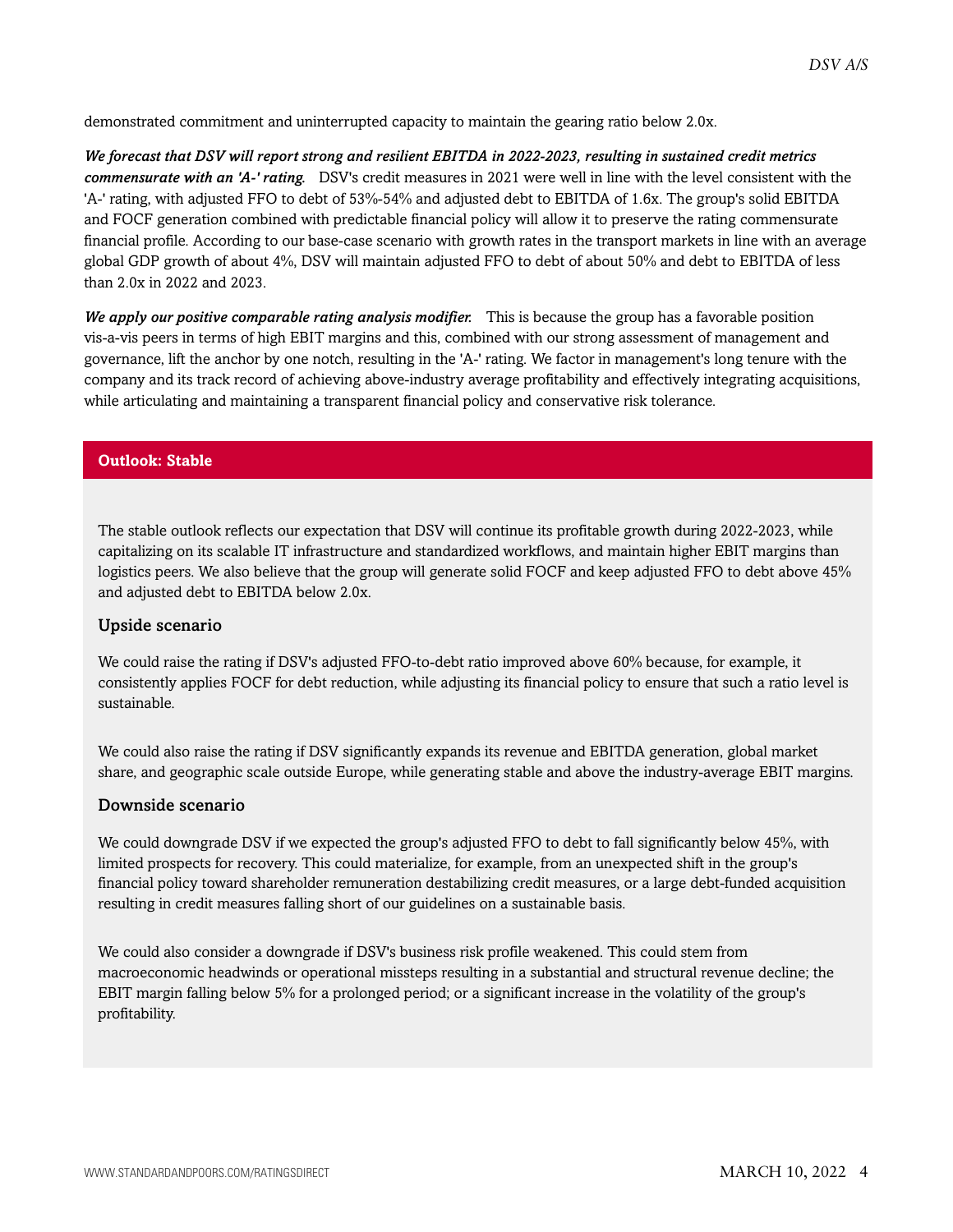demonstrated commitment and uninterrupted capacity to maintain the gearing ratio below 2.0x.

***We forecast that DSV will report strong and resilient EBITDA in 2022-2023, resulting in sustained credit metrics commensurate with an 'A-' rating.*** DSV's credit measures in 2021 were well in line with the level consistent with the 'A-' rating, with adjusted FFO to debt of 53%-54% and adjusted debt to EBITDA of 1.6x. The group's solid EBITDA and FOCF generation combined with predictable financial policy will allow it to preserve the rating commensurate financial profile. According to our base-case scenario with growth rates in the transport markets in line with an average global GDP growth of about 4%, DSV will maintain adjusted FFO to debt of about 50% and debt to EBITDA of less than 2.0x in 2022 and 2023.

***We apply our positive comparable rating analysis modifier.*** This is because the group has a favorable position vis-a-vis peers in terms of high EBIT margins and this, combined with our strong assessment of management and governance, lift the anchor by one notch, resulting in the 'A-' rating. We factor in management's long tenure with the company and its track record of achieving above-industry average profitability and effectively integrating acquisitions, while articulating and maintaining a transparent financial policy and conservative risk tolerance.

## Outlook: Stable

The stable outlook reflects our expectation that DSV will continue its profitable growth during 2022-2023, while capitalizing on its scalable IT infrastructure and standardized workflows, and maintain higher EBIT margins than logistics peers. We also believe that the group will generate solid FOCF and keep adjusted FFO to debt above 45% and adjusted debt to EBITDA below 2.0x.

### Upside scenario

We could raise the rating if DSV's adjusted FFO-to-debt ratio improved above 60% because, for example, it consistently applies FOCF for debt reduction, while adjusting its financial policy to ensure that such a ratio level is sustainable.

We could also raise the rating if DSV significantly expands its revenue and EBITDA generation, global market share, and geographic scale outside Europe, while generating stable and above the industry-average EBIT margins.

### Downside scenario

We could downgrade DSV if we expected the group's adjusted FFO to debt to fall significantly below 45%, with limited prospects for recovery. This could materialize, for example, from an unexpected shift in the group's financial policy toward shareholder remuneration destabilizing credit measures, or a large debt-funded acquisition resulting in credit measures falling short of our guidelines on a sustainable basis.

We could also consider a downgrade if DSV's business risk profile weakened. This could stem from macroeconomic headwinds or operational missteps resulting in a substantial and structural revenue decline; the EBIT margin falling below 5% for a prolonged period; or a significant increase in the volatility of the group's profitability.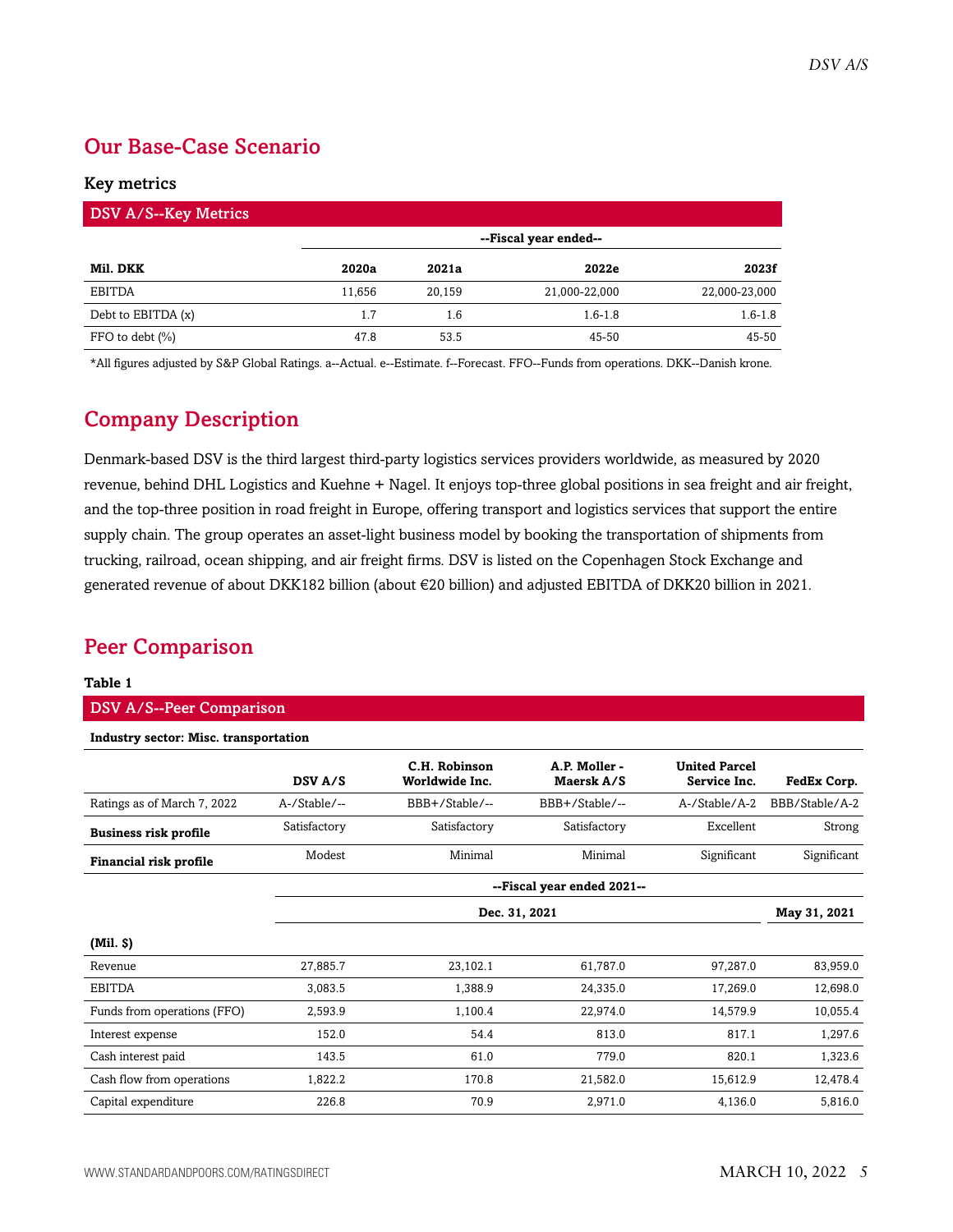## Our Base-Case Scenario

### Key metrics

**DSV A/S--Key Metrics**

| | --Fiscal year ended-- | | | |
|---|---|---|---|---|
| **Mil. DKK** | **2020a** | **2021a** | **2022e** | **2023f** |
| EBITDA | 11,656 | 20,159 | 21,000-22,000 | 22,000-23,000 |
| Debt to EBITDA (x) | 1.7 | 1.6 | 1.6-1.8 | 1.6-1.8 |
| FFO to debt (%) | 47.8 | 53.5 | 45-50 | 45-50 |

*All figures adjusted by S&P Global Ratings. a--Actual. e--Estimate. f--Forecast. FFO--Funds from operations. DKK--Danish krone.

## Company Description

Denmark-based DSV is the third largest third-party logistics services providers worldwide, as measured by 2020 revenue, behind DHL Logistics and Kuehne + Nagel. It enjoys top-three global positions in sea freight and air freight, and the top-three position in road freight in Europe, offering transport and logistics services that support the entire supply chain. The group operates an asset-light business model by booking the transportation of shipments from trucking, railroad, ocean shipping, and air freight firms. DSV is listed on the Copenhagen Stock Exchange and generated revenue of about DKK182 billion (about €20 billion) and adjusted EBITDA of DKK20 billion in 2021.

## Peer Comparison

**Table 1**

**DSV A/S--Peer Comparison**

**Industry sector: Misc. transportation**

| | **DSV A/S** | **C.H. Robinson Worldwide Inc.** | **A.P. Moller - Maersk A/S** | **United Parcel Service Inc.** | **FedEx Corp.** |
|---|---|---|---|---|---|
| Ratings as of March 7, 2022 | A-/Stable/-- | BBB+/Stable/-- | BBB+/Stable/-- | A-/Stable/A-2 | BBB/Stable/A-2 |
| **Business risk profile** | Satisfactory | Satisfactory | Satisfactory | Excellent | Strong |
| **Financial risk profile** | Modest | Minimal | Minimal | Significant | Significant |
| | --Fiscal year ended 2021-- | | | | |
| | Dec. 31, 2021 | | | | May 31, 2021 |
| **(Mil. $)** | | | | | |
| Revenue | 27,885.7 | 23,102.1 | 61,787.0 | 97,287.0 | 83,959.0 |
| EBITDA | 3,083.5 | 1,388.9 | 24,335.0 | 17,269.0 | 12,698.0 |
| Funds from operations (FFO) | 2,593.9 | 1,100.4 | 22,974.0 | 14,579.9 | 10,055.4 |
| Interest expense | 152.0 | 54.4 | 813.0 | 817.1 | 1,297.6 |
| Cash interest paid | 143.5 | 61.0 | 779.0 | 820.1 | 1,323.6 |
| Cash flow from operations | 1,822.2 | 170.8 | 21,582.0 | 15,612.9 | 12,478.4 |
| Capital expenditure | 226.8 | 70.9 | 2,971.0 | 4,136.0 | 5,816.0 |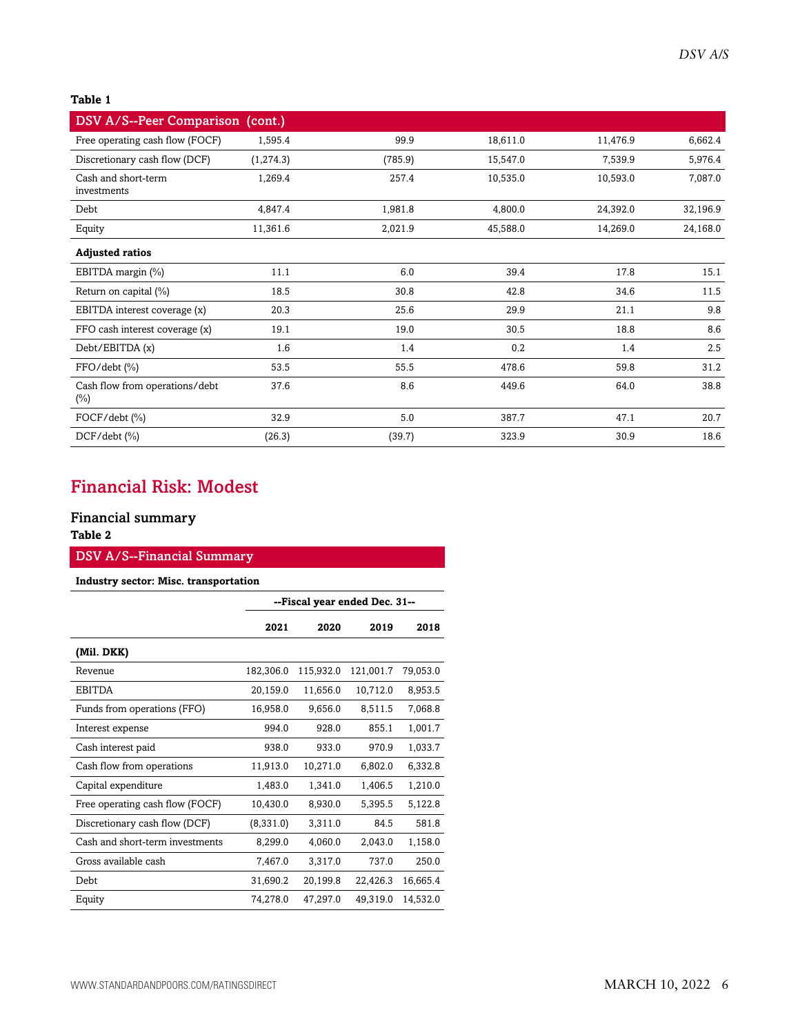**Table 1**

| DSV A/S--Peer Comparison (cont.) | | | | | |
|---|---|---|---|---|---|
| Free operating cash flow (FOCF) | 1,595.4 | 99.9 | 18,611.0 | 11,476.9 | 6,662.4 |
| Discretionary cash flow (DCF) | (1,274.3) | (785.9) | 15,547.0 | 7,539.9 | 5,976.4 |
| Cash and short-term investments | 1,269.4 | 257.4 | 10,535.0 | 10,593.0 | 7,087.0 |
| Debt | 4,847.4 | 1,981.8 | 4,800.0 | 24,392.0 | 32,196.9 |
| Equity | 11,361.6 | 2,021.9 | 45,588.0 | 14,269.0 | 24,168.0 |
| **Adjusted ratios** | | | | | |
| EBITDA margin (%) | 11.1 | 6.0 | 39.4 | 17.8 | 15.1 |
| Return on capital (%) | 18.5 | 30.8 | 42.8 | 34.6 | 11.5 |
| EBITDA interest coverage (x) | 20.3 | 25.6 | 29.9 | 21.1 | 9.8 |
| FFO cash interest coverage (x) | 19.1 | 19.0 | 30.5 | 18.8 | 8.6 |
| Debt/EBITDA (x) | 1.6 | 1.4 | 0.2 | 1.4 | 2.5 |
| FFO/debt (%) | 53.5 | 55.5 | 478.6 | 59.8 | 31.2 |
| Cash flow from operations/debt (%) | 37.6 | 8.6 | 449.6 | 64.0 | 38.8 |
| FOCF/debt (%) | 32.9 | 5.0 | 387.7 | 47.1 | 20.7 |
| DCF/debt (%) | (26.3) | (39.7) | 323.9 | 30.9 | 18.6 |

## Financial Risk: Modest

### Financial summary

**Table 2**

| DSV A/S--Financial Summary | | | | |
|---|---|---|---|---|
| **Industry sector: Misc. transportation** | | | | |
| | --Fiscal year ended Dec. 31-- | | | |
| | **2021** | **2020** | **2019** | **2018** |
| **(Mil. DKK)** | | | | |
| Revenue | 182,306.0 | 115,932.0 | 121,001.7 | 79,053.0 |
| EBITDA | 20,159.0 | 11,656.0 | 10,712.0 | 8,953.5 |
| Funds from operations (FFO) | 16,958.0 | 9,656.0 | 8,511.5 | 7,068.8 |
| Interest expense | 994.0 | 928.0 | 855.1 | 1,001.7 |
| Cash interest paid | 938.0 | 933.0 | 970.9 | 1,033.7 |
| Cash flow from operations | 11,913.0 | 10,271.0 | 6,802.0 | 6,332.8 |
| Capital expenditure | 1,483.0 | 1,341.0 | 1,406.5 | 1,210.0 |
| Free operating cash flow (FOCF) | 10,430.0 | 8,930.0 | 5,395.5 | 5,122.8 |
| Discretionary cash flow (DCF) | (8,331.0) | 3,311.0 | 84.5 | 581.8 |
| Cash and short-term investments | 8,299.0 | 4,060.0 | 2,043.0 | 1,158.0 |
| Gross available cash | 7,467.0 | 3,317.0 | 737.0 | 250.0 |
| Debt | 31,690.2 | 20,199.8 | 22,426.3 | 16,665.4 |
| Equity | 74,278.0 | 47,297.0 | 49,319.0 | 14,532.0 |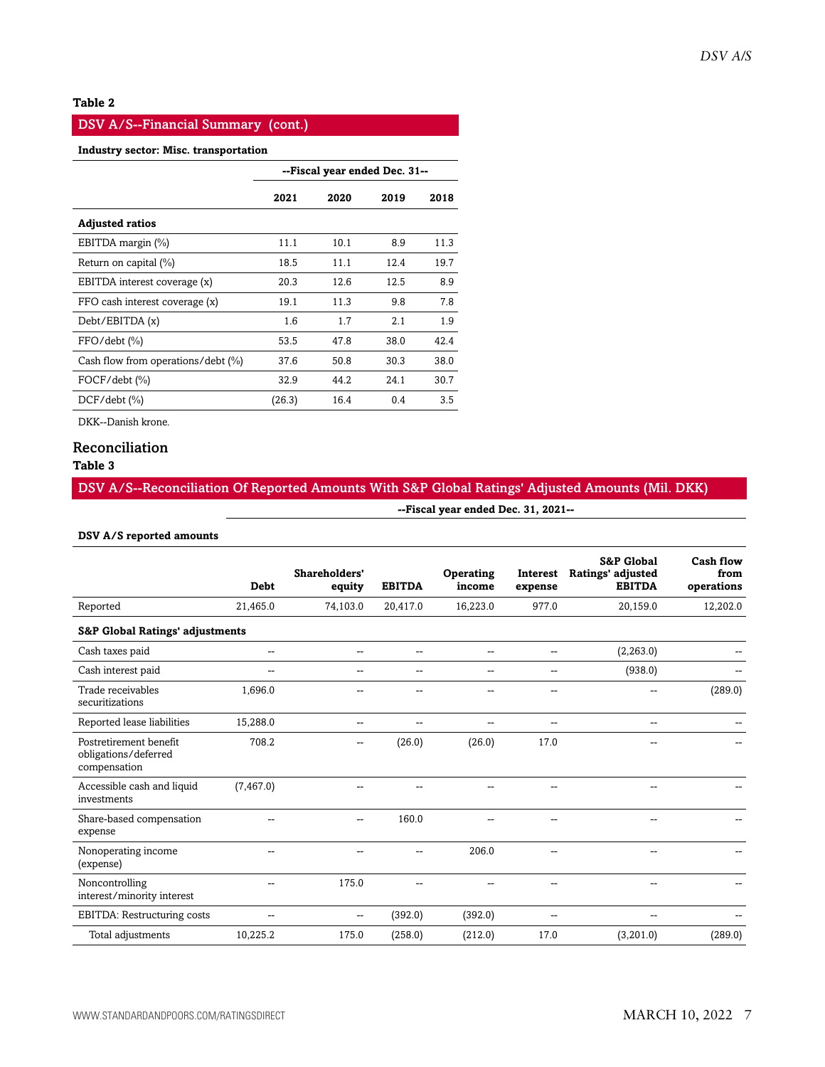**Table 2**

| DSV A/S--Financial Summary (cont.) | | | | |
|---|---|---|---|---|
| **Industry sector: Misc. transportation** | | | | |
| | **--Fiscal year ended Dec. 31--** | | | |
| | **2021** | **2020** | **2019** | **2018** |
| **Adjusted ratios** | | | | |
| EBITDA margin (%) | 11.1 | 10.1 | 8.9 | 11.3 |
| Return on capital (%) | 18.5 | 11.1 | 12.4 | 19.7 |
| EBITDA interest coverage (x) | 20.3 | 12.6 | 12.5 | 8.9 |
| FFO cash interest coverage (x) | 19.1 | 11.3 | 9.8 | 7.8 |
| Debt/EBITDA (x) | 1.6 | 1.7 | 2.1 | 1.9 |
| FFO/debt (%) | 53.5 | 47.8 | 38.0 | 42.4 |
| Cash flow from operations/debt (%) | 37.6 | 50.8 | 30.3 | 38.0 |
| FOCF/debt (%) | 32.9 | 44.2 | 24.1 | 30.7 |
| DCF/debt (%) | (26.3) | 16.4 | 0.4 | 3.5 |

DKK--Danish krone.

## Reconciliation

**Table 3**

| DSV A/S--Reconciliation Of Reported Amounts With S&P Global Ratings' Adjusted Amounts (Mil. DKK) | | | | | | | |
|---|---|---|---|---|---|---|---|
| | **--Fiscal year ended Dec. 31, 2021--** | | | | | | |
| **DSV A/S reported amounts** | | | | | | | |
| | **Debt** | **Shareholders' equity** | **EBITDA** | **Operating income** | **Interest expense** | **S&P Global Ratings' adjusted EBITDA** | **Cash flow from operations** |
| Reported | 21,465.0 | 74,103.0 | 20,417.0 | 16,223.0 | 977.0 | 20,159.0 | 12,202.0 |
| **S&P Global Ratings' adjustments** | | | | | | | |
| Cash taxes paid | -- | -- | -- | -- | -- | (2,263.0) | -- |
| Cash interest paid | -- | -- | -- | -- | -- | (938.0) | -- |
| Trade receivables securitizations | 1,696.0 | -- | -- | -- | -- | -- | (289.0) |
| Reported lease liabilities | 15,288.0 | -- | -- | -- | -- | -- | -- |
| Postretirement benefit obligations/deferred compensation | 708.2 | -- | (26.0) | (26.0) | 17.0 | -- | -- |
| Accessible cash and liquid investments | (7,467.0) | -- | -- | -- | -- | -- | -- |
| Share-based compensation expense | -- | -- | 160.0 | -- | -- | -- | -- |
| Nonoperating income (expense) | -- | -- | -- | 206.0 | -- | -- | -- |
| Noncontrolling interest/minority interest | -- | 175.0 | -- | -- | -- | -- | -- |
| EBITDA: Restructuring costs | -- | -- | (392.0) | (392.0) | -- | -- | -- |
| Total adjustments | 10,225.2 | 175.0 | (258.0) | (212.0) | 17.0 | (3,201.0) | (289.0) |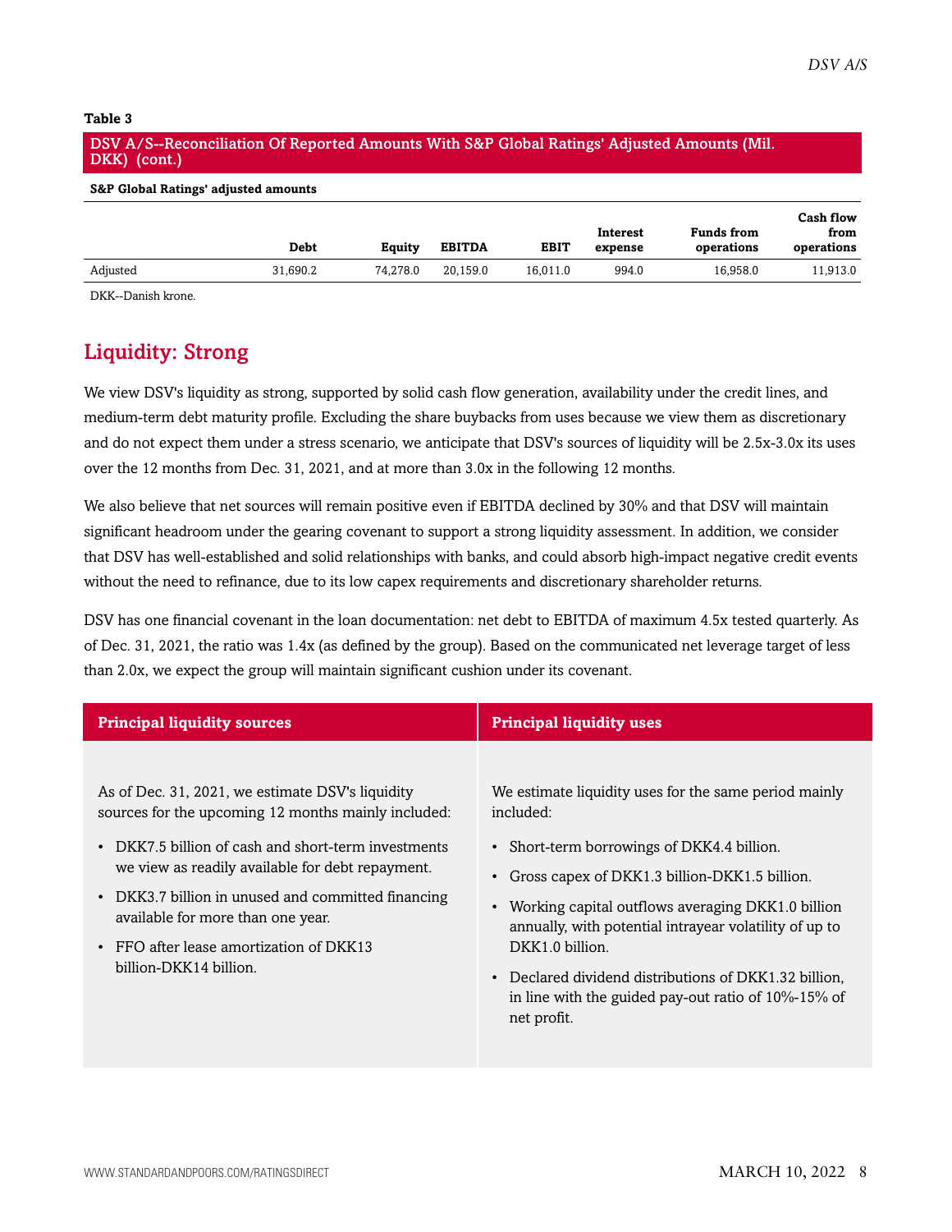**Table 3**

**DSV A/S--Reconciliation Of Reported Amounts With S&P Global Ratings' Adjusted Amounts (Mil. DKK) (cont.)**

**S&P Global Ratings' adjusted amounts**

| | Debt | Equity | EBITDA | EBIT | Interest expense | Funds from operations | Cash flow from operations |
|---|---|---|---|---|---|---|---|
| Adjusted | 31,690.2 | 74,278.0 | 20,159.0 | 16,011.0 | 994.0 | 16,958.0 | 11,913.0 |

DKK--Danish krone.

## Liquidity: Strong

We view DSV's liquidity as strong, supported by solid cash flow generation, availability under the credit lines, and medium-term debt maturity profile. Excluding the share buybacks from uses because we view them as discretionary and do not expect them under a stress scenario, we anticipate that DSV's sources of liquidity will be 2.5x-3.0x its uses over the 12 months from Dec. 31, 2021, and at more than 3.0x in the following 12 months.

We also believe that net sources will remain positive even if EBITDA declined by 30% and that DSV will maintain significant headroom under the gearing covenant to support a strong liquidity assessment. In addition, we consider that DSV has well-established and solid relationships with banks, and could absorb high-impact negative credit events without the need to refinance, due to its low capex requirements and discretionary shareholder returns.

DSV has one financial covenant in the loan documentation: net debt to EBITDA of maximum 4.5x tested quarterly. As of Dec. 31, 2021, the ratio was 1.4x (as defined by the group). Based on the communicated net leverage target of less than 2.0x, we expect the group will maintain significant cushion under its covenant.

**Principal liquidity sources**

As of Dec. 31, 2021, we estimate DSV's liquidity sources for the upcoming 12 months mainly included:

- DKK7.5 billion of cash and short-term investments we view as readily available for debt repayment.
- DKK3.7 billion in unused and committed financing available for more than one year.
- FFO after lease amortization of DKK13 billion-DKK14 billion.

**Principal liquidity uses**

We estimate liquidity uses for the same period mainly included:

- Short-term borrowings of DKK4.4 billion.
- Gross capex of DKK1.3 billion-DKK1.5 billion.
- Working capital outflows averaging DKK1.0 billion annually, with potential intrayear volatility of up to DKK1.0 billion.
- Declared dividend distributions of DKK1.32 billion, in line with the guided pay-out ratio of 10%-15% of net profit.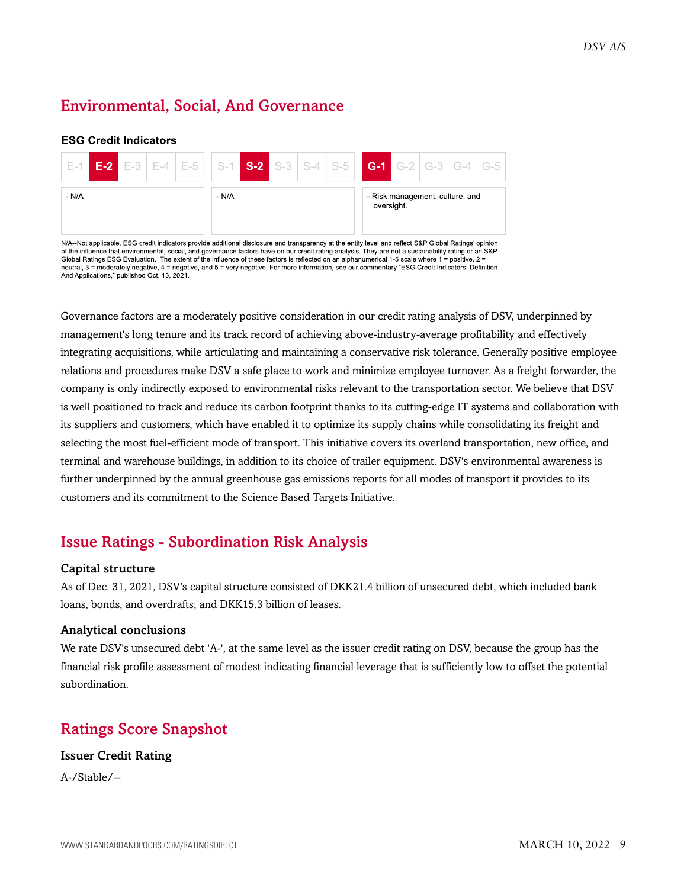## Environmental, Social, And Governance

### ESG Credit Indicators

| E-1 | **E-2** | E-3 | E-4 | E-5 | S-1 | **S-2** | S-3 | S-4 | S-5 | **G-1** | G-2 | G-3 | G-4 | G-5 |
|---|---|---|---|---|---|---|---|---|---|---|---|---|---|---|

| Environmental | Social | Governance |
|---|---|---|
| - N/A | - N/A | - Risk management, culture, and oversight. |

N/A--Not applicable. ESG credit indicators provide additional disclosure and transparency at the entity level and reflect S&P Global Ratings' opinion of the influence that environmental, social, and governance factors have on our credit rating analysis. They are not a sustainability rating or an S&P Global Ratings ESG Evaluation. The extent of the influence of these factors is reflected on an alphanumerical 1-5 scale where 1 = positive, 2 = neutral, 3 = moderately negative, 4 = negative, and 5 = very negative. For more information, see our commentary "ESG Credit Indicators: Definition And Applications," published Oct. 13, 2021.

Governance factors are a moderately positive consideration in our credit rating analysis of DSV, underpinned by management's long tenure and its track record of achieving above-industry-average profitability and effectively integrating acquisitions, while articulating and maintaining a conservative risk tolerance. Generally positive employee relations and procedures make DSV a safe place to work and minimize employee turnover. As a freight forwarder, the company is only indirectly exposed to environmental risks relevant to the transportation sector. We believe that DSV is well positioned to track and reduce its carbon footprint thanks to its cutting-edge IT systems and collaboration with its suppliers and customers, which have enabled it to optimize its supply chains while consolidating its freight and selecting the most fuel-efficient mode of transport. This initiative covers its overland transportation, new office, and terminal and warehouse buildings, in addition to its choice of trailer equipment. DSV's environmental awareness is further underpinned by the annual greenhouse gas emissions reports for all modes of transport it provides to its customers and its commitment to the Science Based Targets Initiative.

## Issue Ratings - Subordination Risk Analysis

### Capital structure

As of Dec. 31, 2021, DSV's capital structure consisted of DKK21.4 billion of unsecured debt, which included bank loans, bonds, and overdrafts; and DKK15.3 billion of leases.

### Analytical conclusions

We rate DSV's unsecured debt 'A-', at the same level as the issuer credit rating on DSV, because the group has the financial risk profile assessment of modest indicating financial leverage that is sufficiently low to offset the potential subordination.

## Ratings Score Snapshot

### Issuer Credit Rating

A-/Stable/--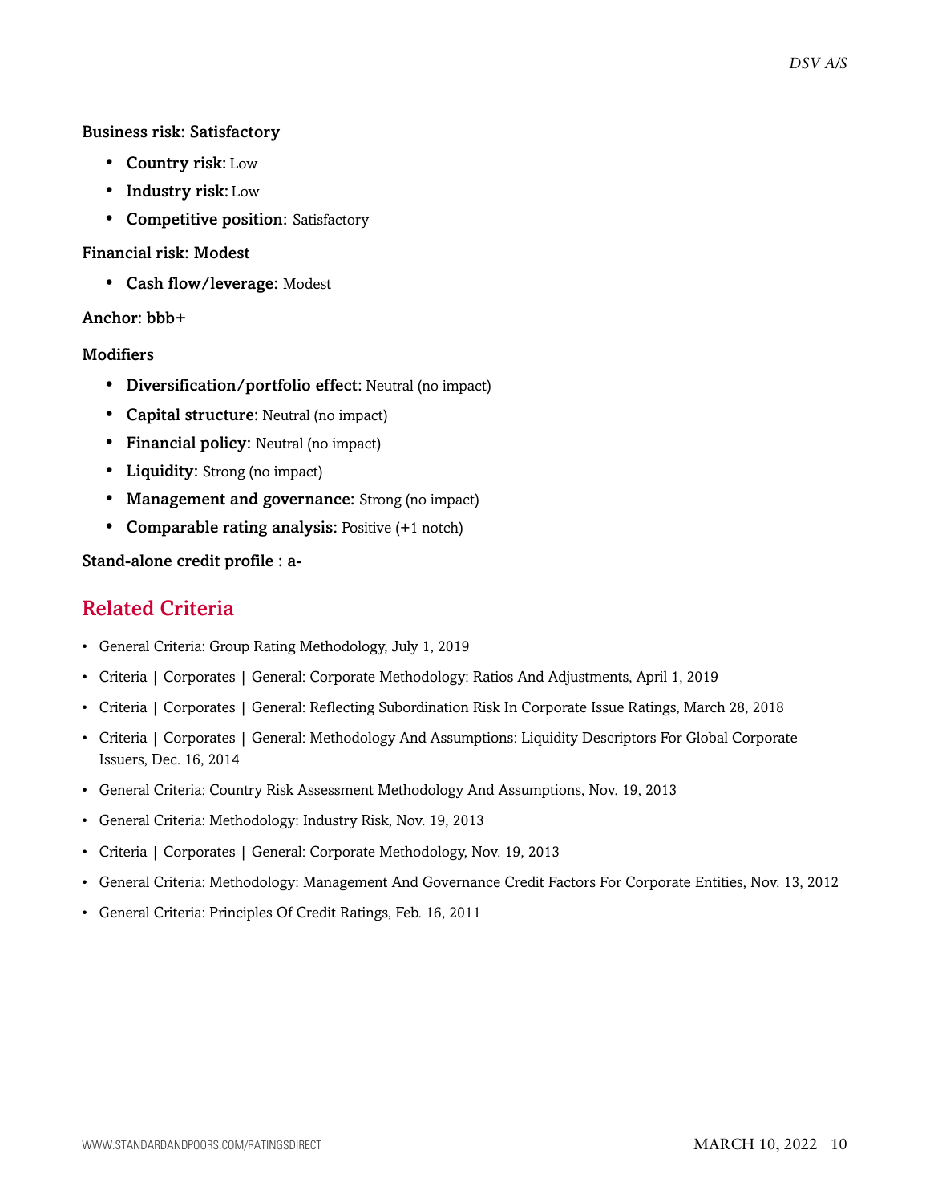**Business risk: Satisfactory**

- **Country risk:** Low
- **Industry risk:** Low
- **Competitive position:** Satisfactory

**Financial risk: Modest**

- **Cash flow/leverage:** Modest

**Anchor: bbb+**

**Modifiers**

- **Diversification/portfolio effect:** Neutral (no impact)
- **Capital structure:** Neutral (no impact)
- **Financial policy:** Neutral (no impact)
- **Liquidity:** Strong (no impact)
- **Management and governance:** Strong (no impact)
- **Comparable rating analysis:** Positive (+1 notch)

**Stand-alone credit profile : a-**

## Related Criteria

- General Criteria: Group Rating Methodology, July 1, 2019
- Criteria | Corporates | General: Corporate Methodology: Ratios And Adjustments, April 1, 2019
- Criteria | Corporates | General: Reflecting Subordination Risk In Corporate Issue Ratings, March 28, 2018
- Criteria | Corporates | General: Methodology And Assumptions: Liquidity Descriptors For Global Corporate Issuers, Dec. 16, 2014
- General Criteria: Country Risk Assessment Methodology And Assumptions, Nov. 19, 2013
- General Criteria: Methodology: Industry Risk, Nov. 19, 2013
- Criteria | Corporates | General: Corporate Methodology, Nov. 19, 2013
- General Criteria: Methodology: Management And Governance Credit Factors For Corporate Entities, Nov. 13, 2012
- General Criteria: Principles Of Credit Ratings, Feb. 16, 2011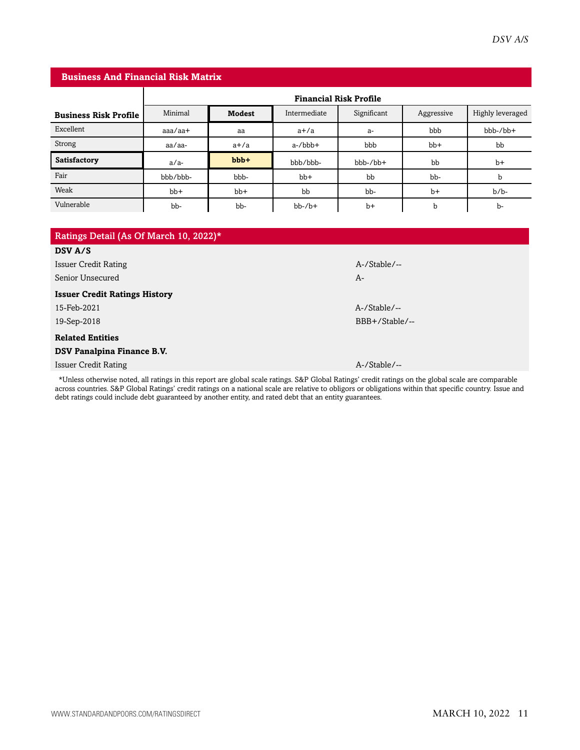## Business And Financial Risk Matrix

| Business Risk Profile | Financial Risk Profile | | | | | |
|---|---|---|---|---|---|---|
| | Minimal | **Modest** | Intermediate | Significant | Aggressive | Highly leveraged |
| Excellent | aaa/aa+ | aa | a+/a | a- | bbb | bbb-/bb+ |
| Strong | aa/aa- | a+/a | a-/bbb+ | bbb | bb+ | bb |
| **Satisfactory** | a/a- | **bbb+** | bbb/bbb- | bbb-/bb+ | bb | b+ |
| Fair | bbb/bbb- | bbb- | bb+ | bb | bb- | b |
| Weak | bb+ | bb+ | bb | bb- | b+ | b/b- |
| Vulnerable | bb- | bb- | bb-/b+ | b+ | b | b- |

## Ratings Detail (As Of March 10, 2022)*

| | |
|---|---|
| **DSV A/S** | |
| Issuer Credit Rating | A-/Stable/-- |
| Senior Unsecured | A- |
| **Issuer Credit Ratings History** | |
| 15-Feb-2021 | A-/Stable/-- |
| 19-Sep-2018 | BBB+/Stable/-- |
| **Related Entities** | |
| **DSV Panalpina Finance B.V.** | |
| Issuer Credit Rating | A-/Stable/-- |

*Unless otherwise noted, all ratings in this report are global scale ratings. S&P Global Ratings' credit ratings on the global scale are comparable across countries. S&P Global Ratings' credit ratings on a national scale are relative to obligors or obligations within that specific country. Issue and debt ratings could include debt guaranteed by another entity, and rated debt that an entity guarantees.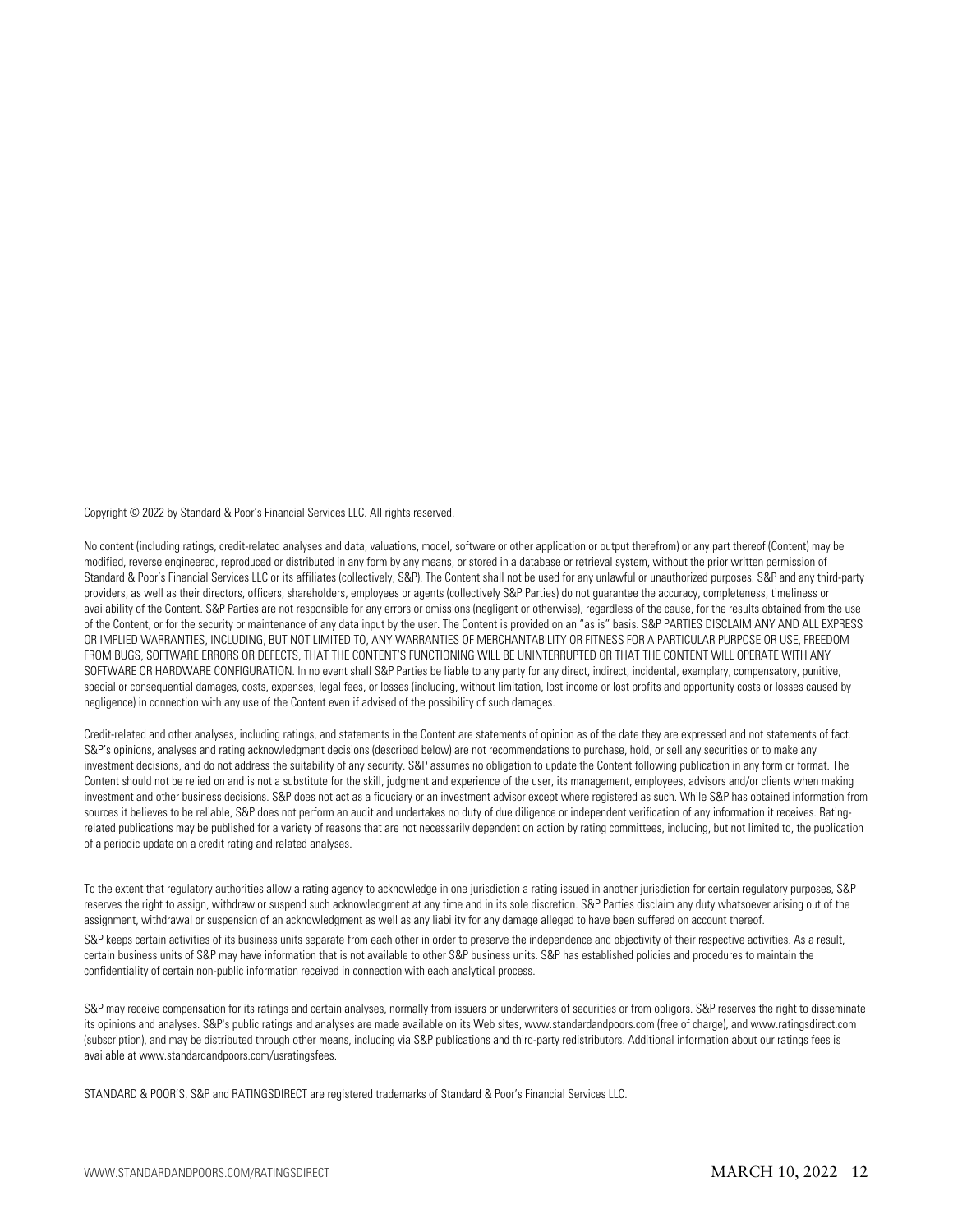Copyright © 2022 by Standard & Poor's Financial Services LLC. All rights reserved.

No content (including ratings, credit-related analyses and data, valuations, model, software or other application or output therefrom) or any part thereof (Content) may be modified, reverse engineered, reproduced or distributed in any form by any means, or stored in a database or retrieval system, without the prior written permission of Standard & Poor's Financial Services LLC or its affiliates (collectively, S&P). The Content shall not be used for any unlawful or unauthorized purposes. S&P and any third-party providers, as well as their directors, officers, shareholders, employees or agents (collectively S&P Parties) do not guarantee the accuracy, completeness, timeliness or availability of the Content. S&P Parties are not responsible for any errors or omissions (negligent or otherwise), regardless of the cause, for the results obtained from the use of the Content, or for the security or maintenance of any data input by the user. The Content is provided on an "as is" basis. S&P PARTIES DISCLAIM ANY AND ALL EXPRESS OR IMPLIED WARRANTIES, INCLUDING, BUT NOT LIMITED TO, ANY WARRANTIES OF MERCHANTABILITY OR FITNESS FOR A PARTICULAR PURPOSE OR USE, FREEDOM FROM BUGS, SOFTWARE ERRORS OR DEFECTS, THAT THE CONTENT'S FUNCTIONING WILL BE UNINTERRUPTED OR THAT THE CONTENT WILL OPERATE WITH ANY SOFTWARE OR HARDWARE CONFIGURATION. In no event shall S&P Parties be liable to any party for any direct, indirect, incidental, exemplary, compensatory, punitive, special or consequential damages, costs, expenses, legal fees, or losses (including, without limitation, lost income or lost profits and opportunity costs or losses caused by negligence) in connection with any use of the Content even if advised of the possibility of such damages.

Credit-related and other analyses, including ratings, and statements in the Content are statements of opinion as of the date they are expressed and not statements of fact. S&P's opinions, analyses and rating acknowledgment decisions (described below) are not recommendations to purchase, hold, or sell any securities or to make any investment decisions, and do not address the suitability of any security. S&P assumes no obligation to update the Content following publication in any form or format. The Content should not be relied on and is not a substitute for the skill, judgment and experience of the user, its management, employees, advisors and/or clients when making investment and other business decisions. S&P does not act as a fiduciary or an investment advisor except where registered as such. While S&P has obtained information from sources it believes to be reliable, S&P does not perform an audit and undertakes no duty of due diligence or independent verification of any information it receives. Rating-related publications may be published for a variety of reasons that are not necessarily dependent on action by rating committees, including, but not limited to, the publication of a periodic update on a credit rating and related analyses.

To the extent that regulatory authorities allow a rating agency to acknowledge in one jurisdiction a rating issued in another jurisdiction for certain regulatory purposes, S&P reserves the right to assign, withdraw or suspend such acknowledgment at any time and in its sole discretion. S&P Parties disclaim any duty whatsoever arising out of the assignment, withdrawal or suspension of an acknowledgment as well as any liability for any damage alleged to have been suffered on account thereof.

S&P keeps certain activities of its business units separate from each other in order to preserve the independence and objectivity of their respective activities. As a result, certain business units of S&P may have information that is not available to other S&P business units. S&P has established policies and procedures to maintain the confidentiality of certain non-public information received in connection with each analytical process.

S&P may receive compensation for its ratings and certain analyses, normally from issuers or underwriters of securities or from obligors. S&P reserves the right to disseminate its opinions and analyses. S&P's public ratings and analyses are made available on its Web sites, www.standardandpoors.com (free of charge), and www.ratingsdirect.com (subscription), and may be distributed through other means, including via S&P publications and third-party redistributors. Additional information about our ratings fees is available at www.standardandpoors.com/usratingsfees.

STANDARD & POOR'S, S&P and RATINGSDIRECT are registered trademarks of Standard & Poor's Financial Services LLC.